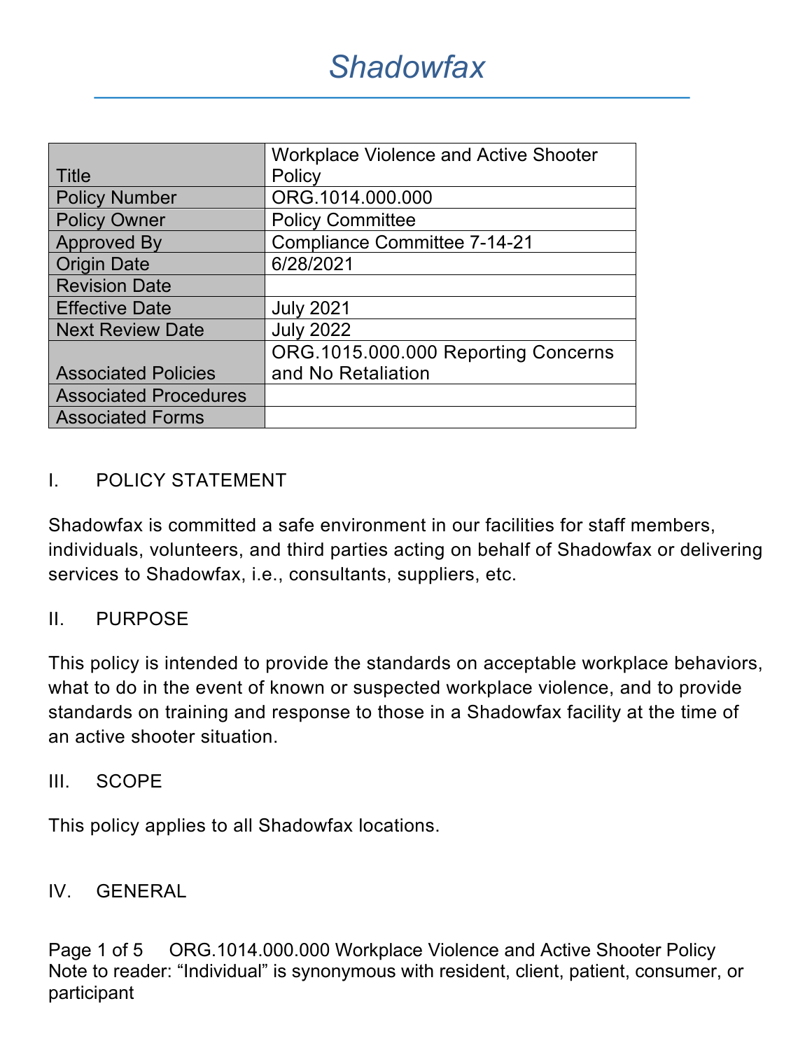# Shadowfax

| Title | Workplace Violence and Active Shooter Policy |
|---|---|
| Policy Number | ORG.1014.000.000 |
| Policy Owner | Policy Committee |
| Approved By | Compliance Committee 7-14-21 |
| Origin Date | 6/28/2021 |
| Revision Date | |
| Effective Date | July 2021 |
| Next Review Date | July 2022 |
| Associated Policies | ORG.1015.000.000 Reporting Concerns and No Retaliation |
| Associated Procedures | |
| Associated Forms | |

## I. POLICY STATEMENT

Shadowfax is committed a safe environment in our facilities for staff members, individuals, volunteers, and third parties acting on behalf of Shadowfax or delivering services to Shadowfax, i.e., consultants, suppliers, etc.

## II. PURPOSE

This policy is intended to provide the standards on acceptable workplace behaviors, what to do in the event of known or suspected workplace violence, and to provide standards on training and response to those in a Shadowfax facility at the time of an active shooter situation.

## III. SCOPE

This policy applies to all Shadowfax locations.

## IV. GENERAL

Note to reader: "Individual" is synonymous with resident, client, patient, consumer, or participant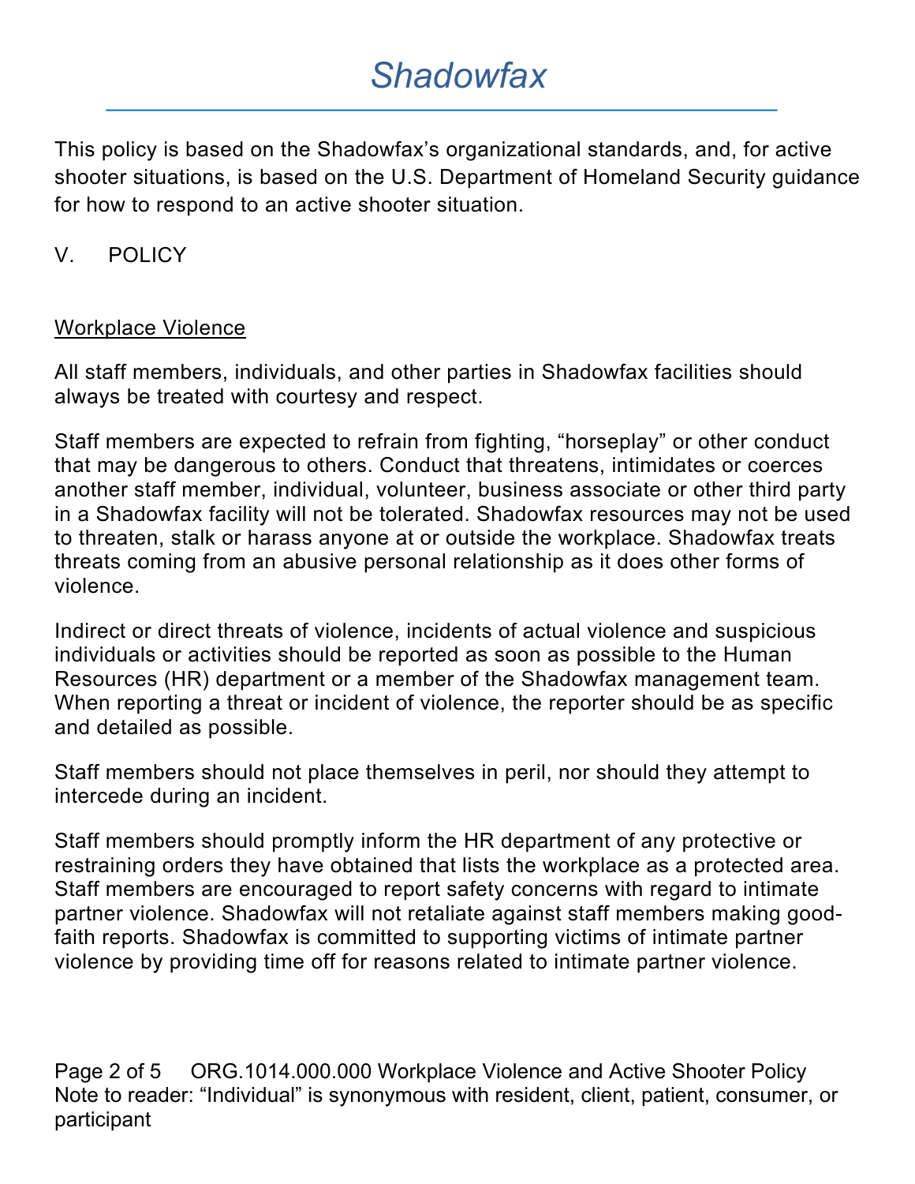This policy is based on the Shadowfax's organizational standards, and, for active shooter situations, is based on the U.S. Department of Homeland Security guidance for how to respond to an active shooter situation.

## V. POLICY

### Workplace Violence

All staff members, individuals, and other parties in Shadowfax facilities should always be treated with courtesy and respect.

Staff members are expected to refrain from fighting, "horseplay" or other conduct that may be dangerous to others. Conduct that threatens, intimidates or coerces another staff member, individual, volunteer, business associate or other third party in a Shadowfax facility will not be tolerated. Shadowfax resources may not be used to threaten, stalk or harass anyone at or outside the workplace. Shadowfax treats threats coming from an abusive personal relationship as it does other forms of violence.

Indirect or direct threats of violence, incidents of actual violence and suspicious individuals or activities should be reported as soon as possible to the Human Resources (HR) department or a member of the Shadowfax management team. When reporting a threat or incident of violence, the reporter should be as specific and detailed as possible.

Staff members should not place themselves in peril, nor should they attempt to intercede during an incident.

Staff members should promptly inform the HR department of any protective or restraining orders they have obtained that lists the workplace as a protected area. Staff members are encouraged to report safety concerns with regard to intimate partner violence. Shadowfax will not retaliate against staff members making good-faith reports. Shadowfax is committed to supporting victims of intimate partner violence by providing time off for reasons related to intimate partner violence.

Note to reader: "Individual" is synonymous with resident, client, patient, consumer, or participant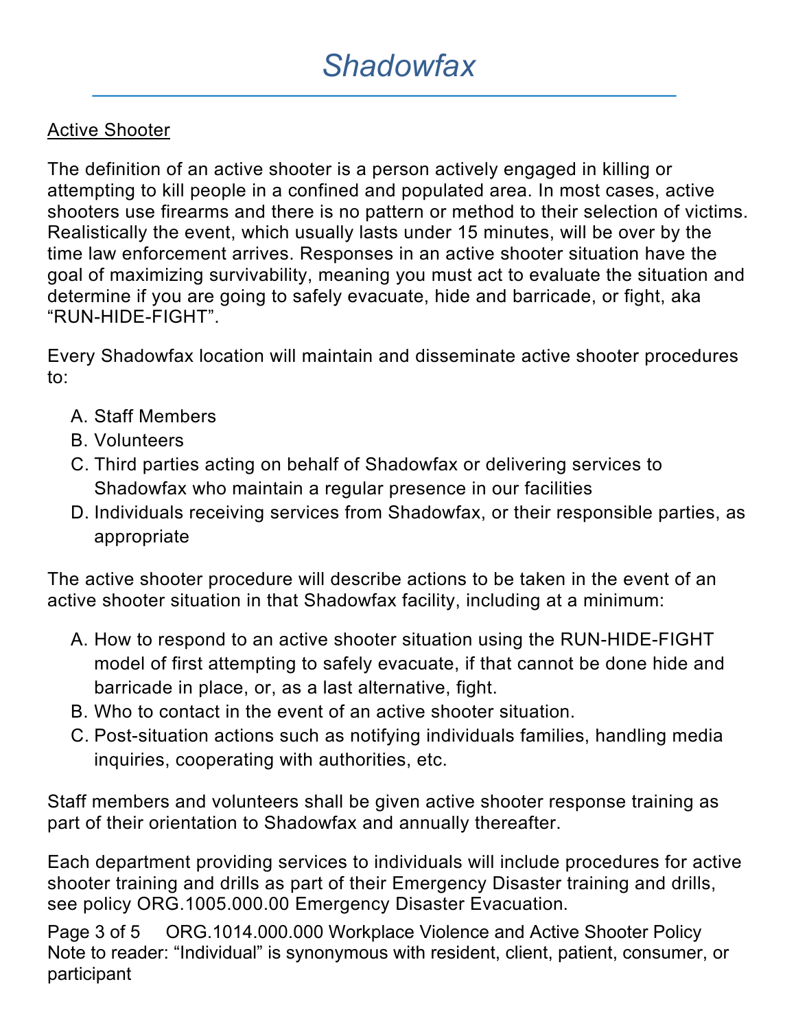Active Shooter

The definition of an active shooter is a person actively engaged in killing or attempting to kill people in a confined and populated area. In most cases, active shooters use firearms and there is no pattern or method to their selection of victims. Realistically the event, which usually lasts under 15 minutes, will be over by the time law enforcement arrives. Responses in an active shooter situation have the goal of maximizing survivability, meaning you must act to evaluate the situation and determine if you are going to safely evacuate, hide and barricade, or fight, aka "RUN-HIDE-FIGHT".

Every Shadowfax location will maintain and disseminate active shooter procedures to:

A. Staff Members
B. Volunteers
C. Third parties acting on behalf of Shadowfax or delivering services to Shadowfax who maintain a regular presence in our facilities
D. Individuals receiving services from Shadowfax, or their responsible parties, as appropriate

The active shooter procedure will describe actions to be taken in the event of an active shooter situation in that Shadowfax facility, including at a minimum:

A. How to respond to an active shooter situation using the RUN-HIDE-FIGHT model of first attempting to safely evacuate, if that cannot be done hide and barricade in place, or, as a last alternative, fight.
B. Who to contact in the event of an active shooter situation.
C. Post-situation actions such as notifying individuals families, handling media inquiries, cooperating with authorities, etc.

Staff members and volunteers shall be given active shooter response training as part of their orientation to Shadowfax and annually thereafter.

Each department providing services to individuals will include procedures for active shooter training and drills as part of their Emergency Disaster training and drills, see policy ORG.1005.000.00 Emergency Disaster Evacuation.

Note to reader: "Individual" is synonymous with resident, client, patient, consumer, or participant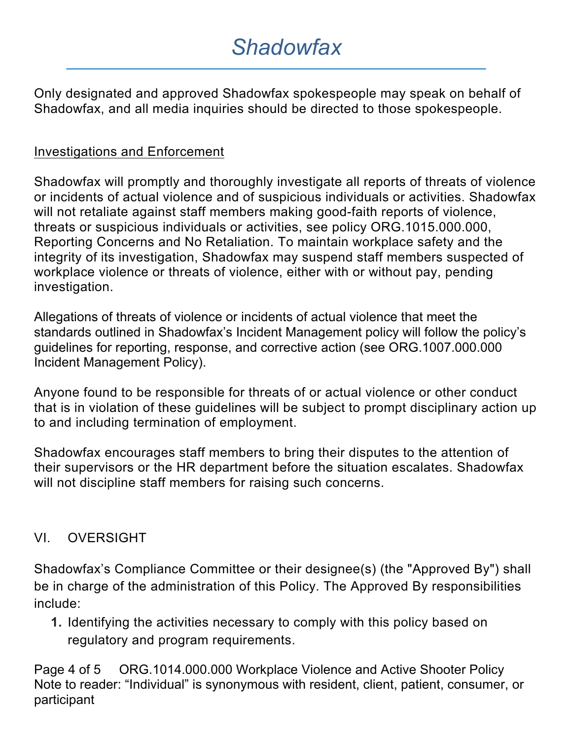Only designated and approved Shadowfax spokespeople may speak on behalf of Shadowfax, and all media inquiries should be directed to those spokespeople.

### Investigations and Enforcement

Shadowfax will promptly and thoroughly investigate all reports of threats of violence or incidents of actual violence and of suspicious individuals or activities. Shadowfax will not retaliate against staff members making good-faith reports of violence, threats or suspicious individuals or activities, see policy ORG.1015.000.000, Reporting Concerns and No Retaliation. To maintain workplace safety and the integrity of its investigation, Shadowfax may suspend staff members suspected of workplace violence or threats of violence, either with or without pay, pending investigation.

Allegations of threats of violence or incidents of actual violence that meet the standards outlined in Shadowfax's Incident Management policy will follow the policy's guidelines for reporting, response, and corrective action (see ORG.1007.000.000 Incident Management Policy).

Anyone found to be responsible for threats of or actual violence or other conduct that is in violation of these guidelines will be subject to prompt disciplinary action up to and including termination of employment.

Shadowfax encourages staff members to bring their disputes to the attention of their supervisors or the HR department before the situation escalates. Shadowfax will not discipline staff members for raising such concerns.

## VI. OVERSIGHT

Shadowfax's Compliance Committee or their designee(s) (the "Approved By") shall be in charge of the administration of this Policy. The Approved By responsibilities include:

1. Identifying the activities necessary to comply with this policy based on regulatory and program requirements.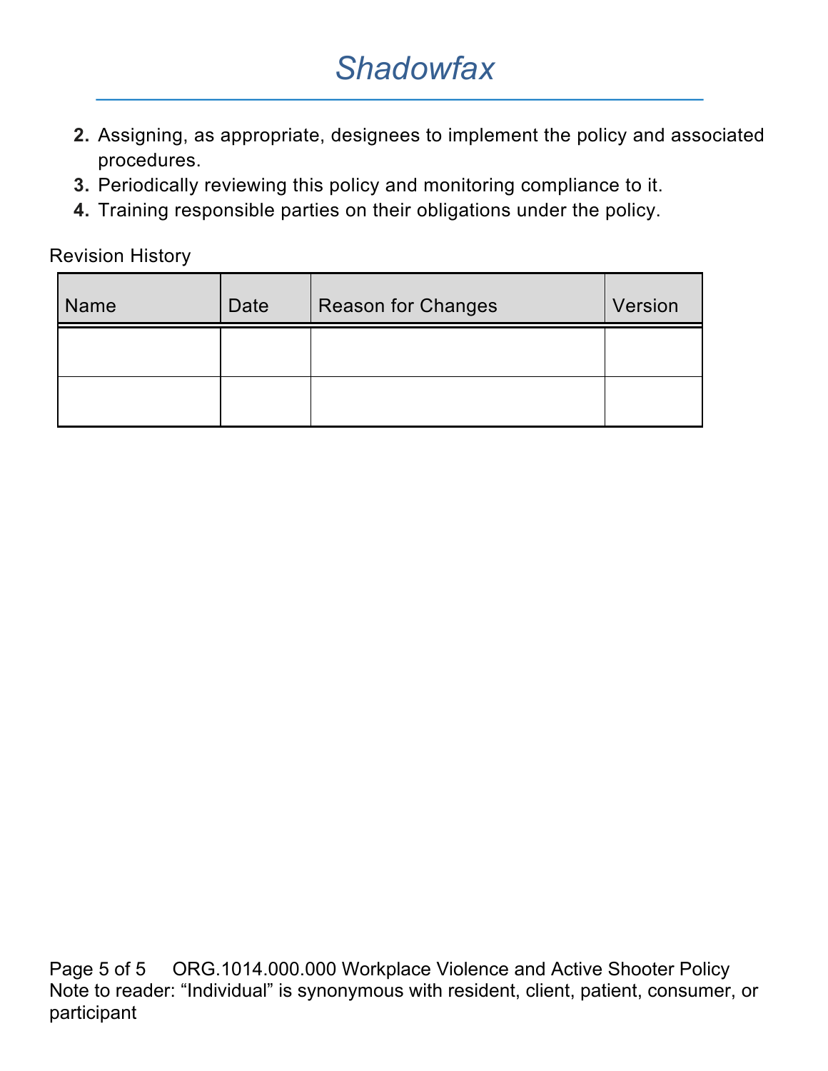2. Assigning, as appropriate, designees to implement the policy and associated procedures.
3. Periodically reviewing this policy and monitoring compliance to it.
4. Training responsible parties on their obligations under the policy.

Revision History

| Name | Date | Reason for Changes | Version |
|---|---|---|---|
| | | | |
| | | | |

Note to reader: “Individual” is synonymous with resident, client, patient, consumer, or participant